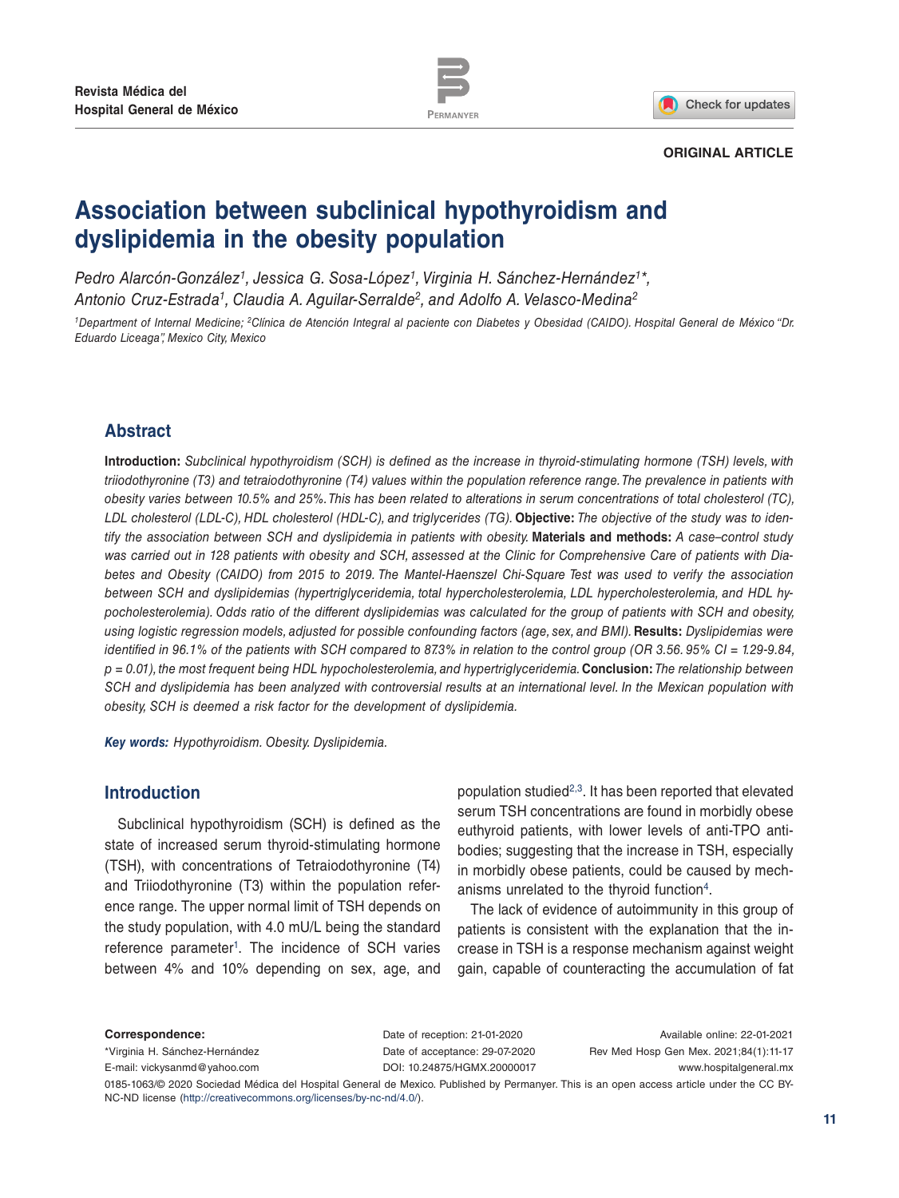Revista Médica del Hospital General de México

ORIGINAL ARTICLE

# Association between subclinical hypothyroidism and dyslipidemia in the obesity population

*Pedro Alarcón-González[1], Jessica G. Sosa-López[1], Virginia H. Sánchez-Hernández[1]\*, Antonio Cruz-Estrada[1], Claudia A. Aguilar-Serralde[2], and Adolfo A. Velasco-Medina[2]*

*[1]Department of Internal Medicine; [2]Clínica de Atención Integral al paciente con Diabetes y Obesidad (CAIDO). Hospital General de México "Dr. Eduardo Liceaga", Mexico City, Mexico*

## Abstract

**Introduction:** *Subclinical hypothyroidism (SCH) is defined as the increase in thyroid-stimulating hormone (TSH) levels, with triiodothyronine (T3) and tetraiodothyronine (T4) values within the population reference range. The prevalence in patients with obesity varies between 10.5% and 25%. This has been related to alterations in serum concentrations of total cholesterol (TC), LDL cholesterol (LDL-C), HDL cholesterol (HDL-C), and triglycerides (TG).* **Objective:** *The objective of the study was to identify the association between SCH and dyslipidemia in patients with obesity.* **Materials and methods:** *A case–control study was carried out in 128 patients with obesity and SCH, assessed at the Clinic for Comprehensive Care of patients with Diabetes and Obesity (CAIDO) from 2015 to 2019. The Mantel-Haenszel Chi-Square Test was used to verify the association between SCH and dyslipidemias (hypertriglyceridemia, total hypercholesterolemia, LDL hypercholesterolemia, and HDL hypocholesterolemia). Odds ratio of the different dyslipidemias was calculated for the group of patients with SCH and obesity, using logistic regression models, adjusted for possible confounding factors (age, sex, and BMI).* **Results:** *Dyslipidemias were identified in 96.1% of the patients with SCH compared to 87.3% in relation to the control group (OR 3.56. 95% CI = 1.29-9.84, p = 0.01), the most frequent being HDL hypocholesterolemia, and hypertriglyceridemia.* **Conclusion:** *The relationship between SCH and dyslipidemia has been analyzed with controversial results at an international level. In the Mexican population with obesity, SCH is deemed a risk factor for the development of dyslipidemia.*

***Key words:*** *Hypothyroidism. Obesity. Dyslipidemia.*

## Introduction

Subclinical hypothyroidism (SCH) is defined as the state of increased serum thyroid-stimulating hormone (TSH), with concentrations of Tetraiodothyronine (T4) and Triiodothyronine (T3) within the population reference range. The upper normal limit of TSH depends on the study population, with 4.0 mU/L being the standard reference parameter[1]. The incidence of SCH varies between 4% and 10% depending on sex, age, and population studied[2,3]. It has been reported that elevated serum TSH concentrations are found in morbidly obese euthyroid patients, with lower levels of anti-TPO antibodies; suggesting that the increase in TSH, especially in morbidly obese patients, could be caused by mechanisms unrelated to the thyroid function[4].

The lack of evidence of autoimmunity in this group of patients is consistent with the explanation that the increase in TSH is a response mechanism against weight gain, capable of counteracting the accumulation of fat

**Correspondence:**
\*Virginia H. Sánchez-Hernández
E-mail: vickysanmd@yahoo.com

Date of reception: 21-01-2020
Date of acceptance: 29-07-2020
DOI: 10.24875/HGMX.20000017

Available online: 22-01-2021
Rev Med Hosp Gen Mex. 2021;84(1):11-17
www.hospitalgeneral.mx

0185-1063/© 2020 Sociedad Médica del Hospital General de Mexico. Published by Permanyer. This is an open access article under the CC BY-NC-ND license (http://creativecommons.org/licenses/by-nc-nd/4.0/).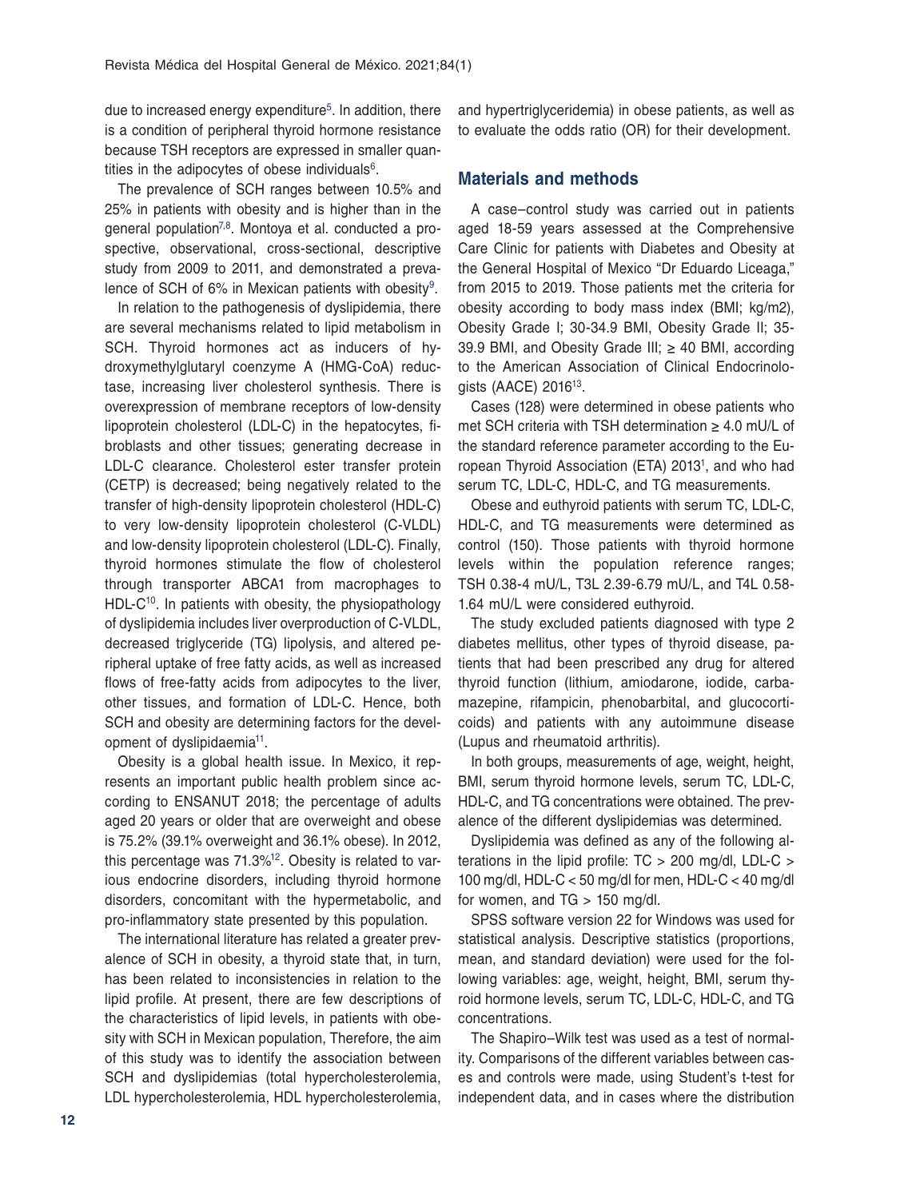due to increased energy expenditure[5]. In addition, there is a condition of peripheral thyroid hormone resistance because TSH receptors are expressed in smaller quantities in the adipocytes of obese individuals[6].

The prevalence of SCH ranges between 10.5% and 25% in patients with obesity and is higher than in the general population[7,8]. Montoya et al. conducted a prospective, observational, cross-sectional, descriptive study from 2009 to 2011, and demonstrated a prevalence of SCH of 6% in Mexican patients with obesity[9].

In relation to the pathogenesis of dyslipidemia, there are several mechanisms related to lipid metabolism in SCH. Thyroid hormones act as inducers of hydroxymethylglutaryl coenzyme A (HMG-CoA) reductase, increasing liver cholesterol synthesis. There is overexpression of membrane receptors of low-density lipoprotein cholesterol (LDL-C) in the hepatocytes, fibroblasts and other tissues; generating decrease in LDL-C clearance. Cholesterol ester transfer protein (CETP) is decreased; being negatively related to the transfer of high-density lipoprotein cholesterol (HDL-C) to very low-density lipoprotein cholesterol (C-VLDL) and low-density lipoprotein cholesterol (LDL-C). Finally, thyroid hormones stimulate the flow of cholesterol through transporter ABCA1 from macrophages to HDL-C[10]. In patients with obesity, the physiopathology of dyslipidemia includes liver overproduction of C-VLDL, decreased triglyceride (TG) lipolysis, and altered peripheral uptake of free fatty acids, as well as increased flows of free-fatty acids from adipocytes to the liver, other tissues, and formation of LDL-C. Hence, both SCH and obesity are determining factors for the development of dyslipidaemia[11].

Obesity is a global health issue. In Mexico, it represents an important public health problem since according to ENSANUT 2018; the percentage of adults aged 20 years or older that are overweight and obese is 75.2% (39.1% overweight and 36.1% obese). In 2012, this percentage was 71.3%[12]. Obesity is related to various endocrine disorders, including thyroid hormone disorders, concomitant with the hypermetabolic, and pro-inflammatory state presented by this population.

The international literature has related a greater prevalence of SCH in obesity, a thyroid state that, in turn, has been related to inconsistencies in relation to the lipid profile. At present, there are few descriptions of the characteristics of lipid levels, in patients with obesity with SCH in Mexican population, Therefore, the aim of this study was to identify the association between SCH and dyslipidemias (total hypercholesterolemia, LDL hypercholesterolemia, HDL hypercholesterolemia, and hypertriglyceridemia) in obese patients, as well as to evaluate the odds ratio (OR) for their development.

## Materials and methods

A case–control study was carried out in patients aged 18-59 years assessed at the Comprehensive Care Clinic for patients with Diabetes and Obesity at the General Hospital of Mexico "Dr Eduardo Liceaga," from 2015 to 2019. Those patients met the criteria for obesity according to body mass index (BMI; kg/m2), Obesity Grade I; 30-34.9 BMI, Obesity Grade II; 35-39.9 BMI, and Obesity Grade III; ≥ 40 BMI, according to the American Association of Clinical Endocrinologists (AACE) 2016[13].

Cases (128) were determined in obese patients who met SCH criteria with TSH determination ≥ 4.0 mU/L of the standard reference parameter according to the European Thyroid Association (ETA) 2013[1], and who had serum TC, LDL-C, HDL-C, and TG measurements.

Obese and euthyroid patients with serum TC, LDL-C, HDL-C, and TG measurements were determined as control (150). Those patients with thyroid hormone levels within the population reference ranges; TSH 0.38-4 mU/L, T3L 2.39-6.79 mU/L, and T4L 0.58-1.64 mU/L were considered euthyroid.

The study excluded patients diagnosed with type 2 diabetes mellitus, other types of thyroid disease, patients that had been prescribed any drug for altered thyroid function (lithium, amiodarone, iodide, carbamazepine, rifampicin, phenobarbital, and glucocorticoids) and patients with any autoimmune disease (Lupus and rheumatoid arthritis).

In both groups, measurements of age, weight, height, BMI, serum thyroid hormone levels, serum TC, LDL-C, HDL-C, and TG concentrations were obtained. The prevalence of the different dyslipidemias was determined.

Dyslipidemia was defined as any of the following alterations in the lipid profile: TC > 200 mg/dl, LDL-C > 100 mg/dl, HDL-C < 50 mg/dl for men, HDL-C < 40 mg/dl for women, and TG > 150 mg/dl.

SPSS software version 22 for Windows was used for statistical analysis. Descriptive statistics (proportions, mean, and standard deviation) were used for the following variables: age, weight, height, BMI, serum thyroid hormone levels, serum TC, LDL-C, HDL-C, and TG concentrations.

The Shapiro–Wilk test was used as a test of normality. Comparisons of the different variables between cases and controls were made, using Student's t-test for independent data, and in cases where the distribution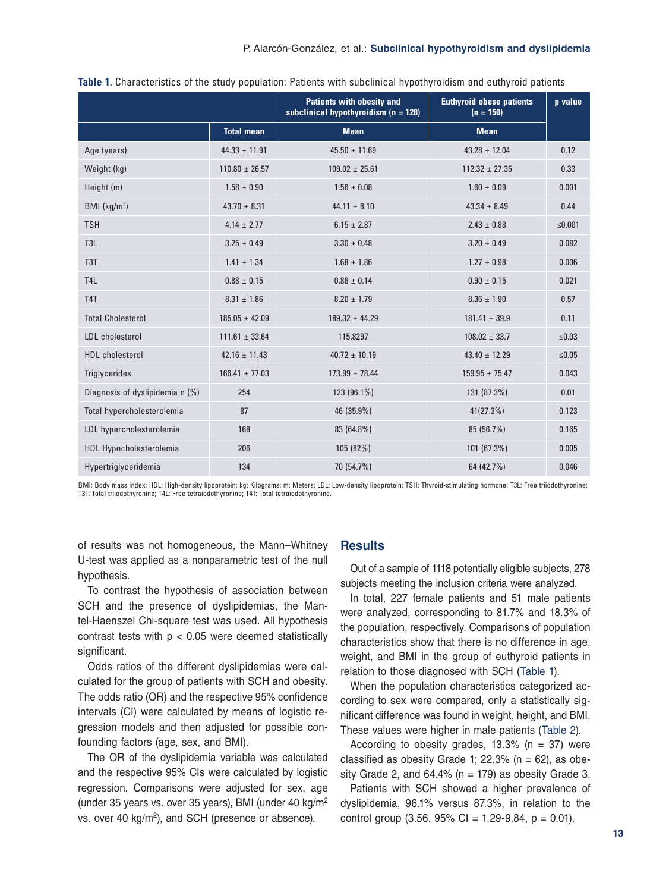**Table 1.** Characteristics of the study population: Patients with subclinical hypothyroidism and euthyroid patients

| | | Patients with obesity and subclinical hypothyroidism (n = 128) | Euthyroid obese patients (n = 150) | p value |
|---|---|---|---|---|
| | **Total mean** | **Mean** | **Mean** | |
| Age (years) | 44.33 ± 11.91 | 45.50 ± 11.69 | 43.28 ± 12.04 | 0.12 |
| Weight (kg) | 110.80 ± 26.57 | 109.02 ± 25.61 | 112.32 ± 27.35 | 0.33 |
| Height (m) | 1.58 ± 0.90 | 1.56 ± 0.08 | 1.60 ± 0.09 | 0.001 |
| BMI (kg/m$^2$) | 43.70 ± 8.31 | 44.11 ± 8.10 | 43.34 ± 8.49 | 0.44 |
| TSH | 4.14 ± 2.77 | 6.15 ± 2.87 | 2.43 ± 0.88 | ≤0.001 |
| T3L | 3.25 ± 0.49 | 3.30 ± 0.48 | 3.20 ± 0.49 | 0.082 |
| T3T | 1.41 ± 1.34 | 1.68 ± 1.86 | 1.27 ± 0.98 | 0.006 |
| T4L | 0.88 ± 0.15 | 0.86 ± 0.14 | 0.90 ± 0.15 | 0.021 |
| T4T | 8.31 ± 1.86 | 8.20 ± 1.79 | 8.36 ± 1.90 | 0.57 |
| Total Cholesterol | 185.05 ± 42.09 | 189.32 ± 44.29 | 181.41 ± 39.9 | 0.11 |
| LDL cholesterol | 111.61 ± 33.64 | 115.8297 | 108.02 ± 33.7 | ≤0.03 |
| HDL cholesterol | 42.16 ± 11.43 | 40.72 ± 10.19 | 43.40 ± 12.29 | ≤0.05 |
| Triglycerides | 166.41 ± 77.03 | 173.99 ± 78.44 | 159.95 ± 75.47 | 0.043 |
| Diagnosis of dyslipidemia n (%) | 254 | 123 (96.1%) | 131 (87.3%) | 0.01 |
| Total hypercholesterolemia | 87 | 46 (35.9%) | 41(27.3%) | 0.123 |
| LDL hypercholesterolemia | 168 | 83 (64.8%) | 85 (56.7%) | 0.165 |
| HDL Hypocholesterolemia | 206 | 105 (82%) | 101 (67.3%) | 0.005 |
| Hypertriglyceridemia | 134 | 70 (54.7%) | 64 (42.7%) | 0.046 |

BMI: Body mass index; HDL: High-density lipoprotein; kg: Kilograms; m: Meters; LDL: Low-density lipoprotein; TSH: Thyroid-stimulating hormone; T3L: Free triiodothyronine; T3T: Total triiodothyronine; T4L: Free tetraiodothyronine; T4T: Total tetraiodothyronine.

of results was not homogeneous, the Mann–Whitney U-test was applied as a nonparametric test of the null hypothesis.

To contrast the hypothesis of association between SCH and the presence of dyslipidemias, the Mantel-Haenszel Chi-square test was used. All hypothesis contrast tests with $p < 0.05$ were deemed statistically significant.

Odds ratios of the different dyslipidemias were calculated for the group of patients with SCH and obesity. The odds ratio (OR) and the respective 95% confidence intervals (CI) were calculated by means of logistic regression models and then adjusted for possible confounding factors (age, sex, and BMI).

The OR of the dyslipidemia variable was calculated and the respective 95% CIs were calculated by logistic regression. Comparisons were adjusted for sex, age (under 35 years vs. over 35 years), BMI (under 40 kg/m$^2$ vs. over 40 kg/m$^2$), and SCH (presence or absence).

## Results

Out of a sample of 1118 potentially eligible subjects, 278 subjects meeting the inclusion criteria were analyzed.

In total, 227 female patients and 51 male patients were analyzed, corresponding to 81.7% and 18.3% of the population, respectively. Comparisons of population characteristics show that there is no difference in age, weight, and BMI in the group of euthyroid patients in relation to those diagnosed with SCH (Table 1).

When the population characteristics categorized according to sex were compared, only a statistically significant difference was found in weight, height, and BMI. These values were higher in male patients (Table 2).

According to obesity grades, 13.3% (n = 37) were classified as obesity Grade 1; 22.3% (n = 62), as obesity Grade 2, and 64.4% (n = 179) as obesity Grade 3.

Patients with SCH showed a higher prevalence of dyslipidemia, 96.1% versus 87.3%, in relation to the control group (3.56. 95% CI = 1.29-9.84, p = 0.01).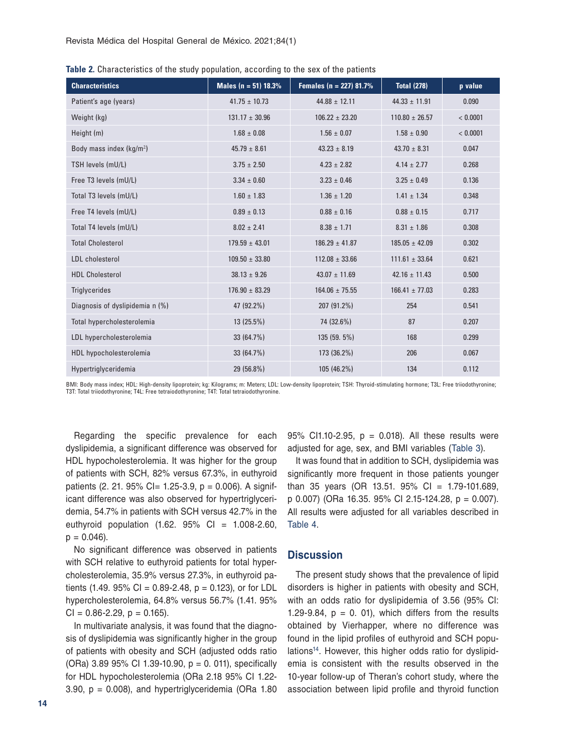**Table 2.** Characteristics of the study population, according to the sex of the patients

| Characteristics | Males (n = 51) 18.3% | Females (n = 227) 81.7% | Total (278) | p value |
|---|---|---|---|---|
| Patient's age (years) | 41.75 ± 10.73 | 44.88 ± 12.11 | 44.33 ± 11.91 | 0.090 |
| Weight (kg) | 131.17 ± 30.96 | 106.22 ± 23.20 | 110.80 ± 26.57 | < 0.0001 |
| Height (m) | 1.68 ± 0.08 | 1.56 ± 0.07 | 1.58 ± 0.90 | < 0.0001 |
| Body mass index (kg/m$^2$) | 45.79 ± 8.61 | 43.23 ± 8.19 | 43.70 ± 8.31 | 0.047 |
| TSH levels (mU/L) | 3.75 ± 2.50 | 4.23 ± 2.82 | 4.14 ± 2.77 | 0.268 |
| Free T3 levels (mU/L) | 3.34 ± 0.60 | 3.23 ± 0.46 | 3.25 ± 0.49 | 0.136 |
| Total T3 levels (mU/L) | 1.60 ± 1.83 | 1.36 ± 1.20 | 1.41 ± 1.34 | 0.348 |
| Free T4 levels (mU/L) | 0.89 ± 0.13 | 0.88 ± 0.16 | 0.88 ± 0.15 | 0.717 |
| Total T4 levels (mU/L) | 8.02 ± 2.41 | 8.38 ± 1.71 | 8.31 ± 1.86 | 0.308 |
| Total Cholesterol | 179.59 ± 43.01 | 186.29 ± 41.87 | 185.05 ± 42.09 | 0.302 |
| LDL cholesterol | 109.50 ± 33.80 | 112.08 ± 33.66 | 111.61 ± 33.64 | 0.621 |
| HDL Cholesterol | 38.13 ± 9.26 | 43.07 ± 11.69 | 42.16 ± 11.43 | 0.500 |
| Triglycerides | 176.90 ± 83.29 | 164.06 ± 75.55 | 166.41 ± 77.03 | 0.283 |
| Diagnosis of dyslipidemia n (%) | 47 (92.2%) | 207 (91.2%) | 254 | 0.541 |
| Total hypercholesterolemia | 13 (25.5%) | 74 (32.6%) | 87 | 0.207 |
| LDL hypercholesterolemia | 33 (64.7%) | 135 (59. 5%) | 168 | 0.299 |
| HDL hypocholesterolemia | 33 (64.7%) | 173 (36.2%) | 206 | 0.067 |
| Hypertriglyceridemia | 29 (56.8%) | 105 (46.2%) | 134 | 0.112 |

BMI: Body mass index; HDL: High-density lipoprotein; kg: Kilograms; m: Meters; LDL: Low-density lipoprotein; TSH: Thyroid-stimulating hormone; T3L: Free triiodothyronine; T3T: Total triiodothyronine; T4L: Free tetraiodothyronine; T4T: Total tetraiodothyronine.

Regarding the specific prevalence for each dyslipidemia, a significant difference was observed for HDL hypocholesterolemia. It was higher for the group of patients with SCH, 82% versus 67.3%, in euthyroid patients (2. 21. 95% CI= 1.25-3.9, p = 0.006). A significant difference was also observed for hypertriglyceridemia, 54.7% in patients with SCH versus 42.7% in the euthyroid population (1.62. 95% CI = 1.008-2.60, p = 0.046).

No significant difference was observed in patients with SCH relative to euthyroid patients for total hypercholesterolemia, 35.9% versus 27.3%, in euthyroid patients (1.49. 95% CI = 0.89-2.48, p = 0.123), or for LDL hypercholesterolemia, 64.8% versus 56.7% (1.41. 95% CI = 0.86-2.29, p = 0.165).

In multivariate analysis, it was found that the diagnosis of dyslipidemia was significantly higher in the group of patients with obesity and SCH (adjusted odds ratio (ORa) 3.89 95% CI 1.39-10.90, p = 0. 011), specifically for HDL hypocholesterolemia (ORa 2.18 95% CI 1.22-3.90, p = 0.008), and hypertriglyceridemia (ORa 1.80 95% CI1.10-2.95, p = 0.018). All these results were adjusted for age, sex, and BMI variables (Table 3).

It was found that in addition to SCH, dyslipidemia was significantly more frequent in those patients younger than 35 years (OR 13.51. 95% CI = 1.79-101.689, p 0.007) (ORa 16.35. 95% CI 2.15-124.28, p = 0.007). All results were adjusted for all variables described in Table 4.

## Discussion

The present study shows that the prevalence of lipid disorders is higher in patients with obesity and SCH, with an odds ratio for dyslipidemia of 3.56 (95% CI: 1.29-9.84, p = 0. 01), which differs from the results obtained by Vierhapper, where no difference was found in the lipid profiles of euthyroid and SCH populations[14]. However, this higher odds ratio for dyslipidemia is consistent with the results observed in the 10-year follow-up of Theran's cohort study, where the association between lipid profile and thyroid function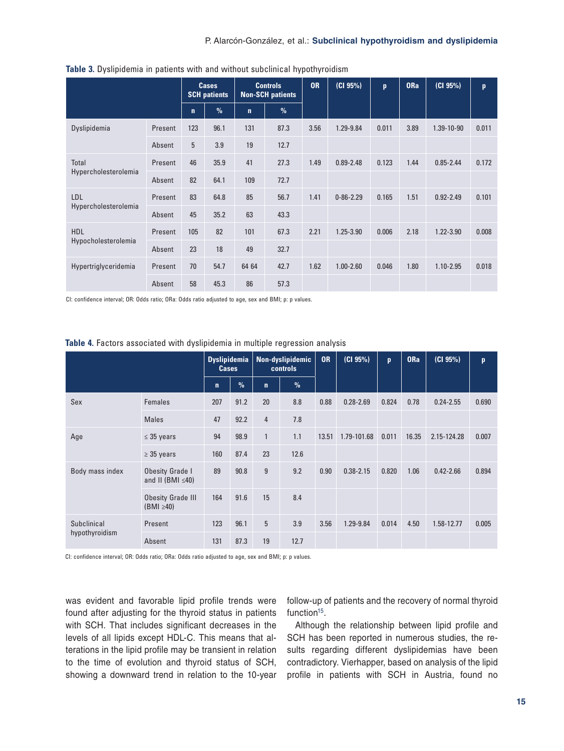**Table 3.** Dyslipidemia in patients with and without subclinical hypothyroidism

| | | Cases SCH patients | | Controls Non-SCH patients | | OR | (CI 95%) | p | ORa | (CI 95%) | p |
|---|---|---|---|---|---|---|---|---|---|---|---|
| | | n | % | n | % | | | | | | |
| Dyslipidemia | Present | 123 | 96.1 | 131 | 87.3 | 3.56 | 1.29-9.84 | 0.011 | 3.89 | 1.39-10-90 | 0.011 |
| | Absent | 5 | 3.9 | 19 | 12.7 | | | | | | |
| Total Hypercholesterolemia | Present | 46 | 35.9 | 41 | 27.3 | 1.49 | 0.89-2.48 | 0.123 | 1.44 | 0.85-2.44 | 0.172 |
| | Absent | 82 | 64.1 | 109 | 72.7 | | | | | | |
| LDL Hypercholesterolemia | Present | 83 | 64.8 | 85 | 56.7 | 1.41 | 0-86-2.29 | 0.165 | 1.51 | 0.92-2.49 | 0.101 |
| | Absent | 45 | 35.2 | 63 | 43.3 | | | | | | |
| HDL Hypocholesterolemia | Present | 105 | 82 | 101 | 67.3 | 2.21 | 1.25-3.90 | 0.006 | 2.18 | 1.22-3.90 | 0.008 |
| | Absent | 23 | 18 | 49 | 32.7 | | | | | | |
| Hypertriglyceridemia | Present | 70 | 54.7 | 64 64 | 42.7 | 1.62 | 1.00-2.60 | 0.046 | 1.80 | 1.10-2.95 | 0.018 |
| | Absent | 58 | 45.3 | 86 | 57.3 | | | | | | |

CI: confidence interval; OR: Odds ratio; ORa: Odds ratio adjusted to age, sex and BMI; p: p values.

**Table 4.** Factors associated with dyslipidemia in multiple regression analysis

| | | Dyslipidemia Cases | | Non-dyslipidemic controls | | OR | (CI 95%) | p | ORa | (CI 95%) | p |
|---|---|---|---|---|---|---|---|---|---|---|---|
| | | n | % | n | % | | | | | | |
| Sex | Females | 207 | 91.2 | 20 | 8.8 | 0.88 | 0.28-2.69 | 0.824 | 0.78 | 0.24-2.55 | 0.690 |
| | Males | 47 | 92.2 | 4 | 7.8 | | | | | | |
| Age | ≤ 35 years | 94 | 98.9 | 1 | 1.1 | 13.51 | 1.79-101.68 | 0.011 | 16.35 | 2.15-124.28 | 0.007 |
| | ≥ 35 years | 160 | 87.4 | 23 | 12.6 | | | | | | |
| Body mass index | Obesity Grade I and II (BMI ≤40) | 89 | 90.8 | 9 | 9.2 | 0.90 | 0.38-2.15 | 0.820 | 1.06 | 0.42-2.66 | 0.894 |
| | Obesity Grade III (BMI ≥40) | 164 | 91.6 | 15 | 8.4 | | | | | | |
| Subclinical hypothyroidism | Present | 123 | 96.1 | 5 | 3.9 | 3.56 | 1.29-9.84 | 0.014 | 4.50 | 1.58-12.77 | 0.005 |
| | Absent | 131 | 87.3 | 19 | 12.7 | | | | | | |

CI: confidence interval; OR: Odds ratio; ORa: Odds ratio adjusted to age, sex and BMI; p: p values.

was evident and favorable lipid profile trends were found after adjusting for the thyroid status in patients with SCH. That includes significant decreases in the levels of all lipids except HDL-C. This means that alterations in the lipid profile may be transient in relation to the time of evolution and thyroid status of SCH, showing a downward trend in relation to the 10-year follow-up of patients and the recovery of normal thyroid function[15].

Although the relationship between lipid profile and SCH has been reported in numerous studies, the results regarding different dyslipidemias have been contradictory. Vierhapper, based on analysis of the lipid profile in patients with SCH in Austria, found no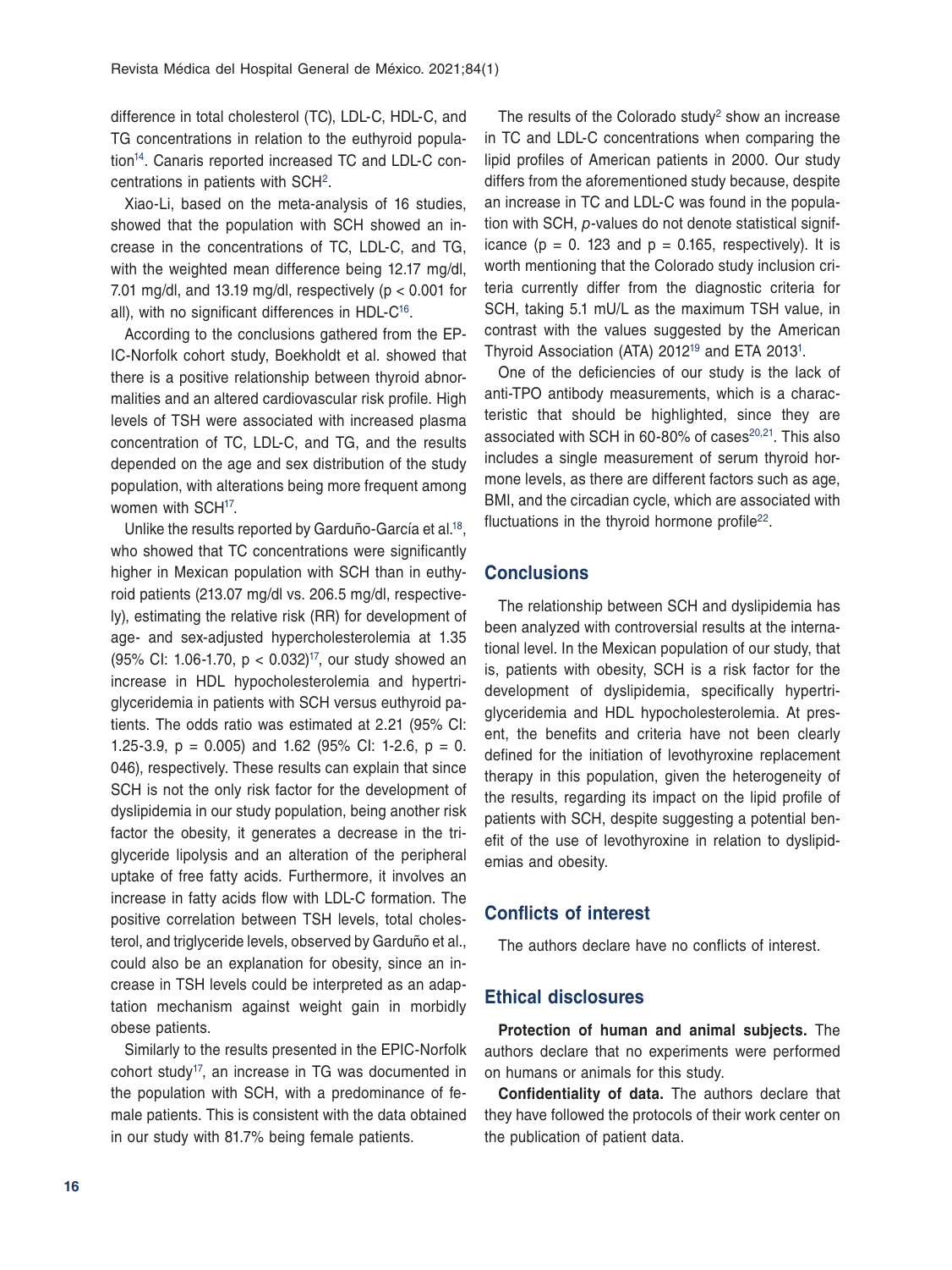difference in total cholesterol (TC), LDL-C, HDL-C, and TG concentrations in relation to the euthyroid population[14]. Canaris reported increased TC and LDL-C concentrations in patients with SCH[2].

Xiao-Li, based on the meta-analysis of 16 studies, showed that the population with SCH showed an increase in the concentrations of TC, LDL-C, and TG, with the weighted mean difference being 12.17 mg/dl, 7.01 mg/dl, and 13.19 mg/dl, respectively ($p < 0.001$ for all), with no significant differences in HDL-C[16].

According to the conclusions gathered from the EPIC-Norfolk cohort study, Boekholdt et al. showed that there is a positive relationship between thyroid abnormalities and an altered cardiovascular risk profile. High levels of TSH were associated with increased plasma concentration of TC, LDL-C, and TG, and the results depended on the age and sex distribution of the study population, with alterations being more frequent among women with SCH[17].

Unlike the results reported by Garduño-García et al.[18], who showed that TC concentrations were significantly higher in Mexican population with SCH than in euthyroid patients (213.07 mg/dl vs. 206.5 mg/dl, respectively), estimating the relative risk (RR) for development of age- and sex-adjusted hypercholesterolemia at 1.35 (95% CI: 1.06-1.70, $p < 0.032$)[17], our study showed an increase in HDL hypocholesterolemia and hypertriglyceridemia in patients with SCH versus euthyroid patients. The odds ratio was estimated at 2.21 (95% CI: 1.25-3.9, p = 0.005) and 1.62 (95% CI: 1-2.6, p = 0. 046), respectively. These results can explain that since SCH is not the only risk factor for the development of dyslipidemia in our study population, being another risk factor the obesity, it generates a decrease in the triglyceride lipolysis and an alteration of the peripheral uptake of free fatty acids. Furthermore, it involves an increase in fatty acids flow with LDL-C formation. The positive correlation between TSH levels, total cholesterol, and triglyceride levels, observed by Garduño et al., could also be an explanation for obesity, since an increase in TSH levels could be interpreted as an adaptation mechanism against weight gain in morbidly obese patients.

Similarly to the results presented in the EPIC-Norfolk cohort study[17], an increase in TG was documented in the population with SCH, with a predominance of female patients. This is consistent with the data obtained in our study with 81.7% being female patients.

The results of the Colorado study[2] show an increase in TC and LDL-C concentrations when comparing the lipid profiles of American patients in 2000. Our study differs from the aforementioned study because, despite an increase in TC and LDL-C was found in the population with SCH, *p*-values do not denote statistical significance (p = 0. 123 and p = 0.165, respectively). It is worth mentioning that the Colorado study inclusion criteria currently differ from the diagnostic criteria for SCH, taking 5.1 mU/L as the maximum TSH value, in contrast with the values suggested by the American Thyroid Association (ATA) 2012[19] and ETA 2013[1].

One of the deficiencies of our study is the lack of anti-TPO antibody measurements, which is a characteristic that should be highlighted, since they are associated with SCH in 60-80% of cases[20,21]. This also includes a single measurement of serum thyroid hormone levels, as there are different factors such as age, BMI, and the circadian cycle, which are associated with fluctuations in the thyroid hormone profile[22].

## Conclusions

The relationship between SCH and dyslipidemia has been analyzed with controversial results at the international level. In the Mexican population of our study, that is, patients with obesity, SCH is a risk factor for the development of dyslipidemia, specifically hypertriglyceridemia and HDL hypocholesterolemia. At present, the benefits and criteria have not been clearly defined for the initiation of levothyroxine replacement therapy in this population, given the heterogeneity of the results, regarding its impact on the lipid profile of patients with SCH, despite suggesting a potential benefit of the use of levothyroxine in relation to dyslipidemias and obesity.

## Conflicts of interest

The authors declare have no conflicts of interest.

## Ethical disclosures

**Protection of human and animal subjects.** The authors declare that no experiments were performed on humans or animals for this study.

**Confidentiality of data.** The authors declare that they have followed the protocols of their work center on the publication of patient data.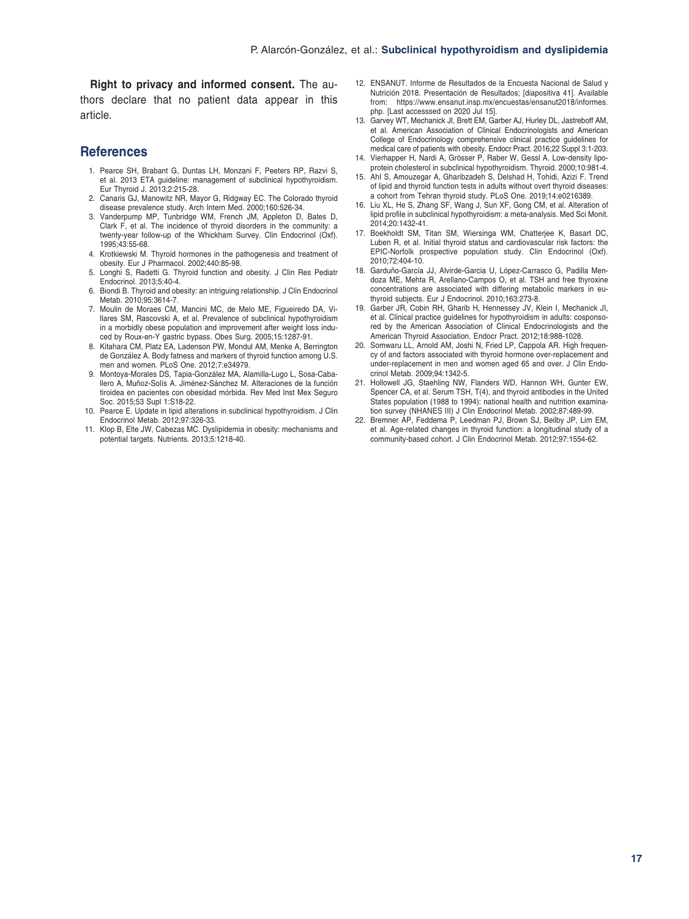**Right to privacy and informed consent.** The authors declare that no patient data appear in this article.

## References

1. Pearce SH, Brabant G, Duntas LH, Monzani F, Peeters RP, Razvi S, et al. 2013 ETA guideline: management of subclinical hypothyroidism. Eur Thyroid J. 2013;2:215-28.
2. Canaris GJ, Manowitz NR, Mayor G, Ridgway EC. The Colorado thyroid disease prevalence study. Arch Intern Med. 2000;160:526-34.
3. Vanderpump MP, Tunbridge WM, French JM, Appleton D, Bates D, Clark F, et al. The incidence of thyroid disorders in the community: a twenty-year follow-up of the Whickham Survey. Clin Endocrinol (Oxf). 1995;43:55-68.
4. Krotkiewski M. Thyroid hormones in the pathogenesis and treatment of obesity. Eur J Pharmacol. 2002;440:85-98.
5. Longhi S, Radetti G. Thyroid function and obesity. J Clin Res Pediatr Endocrinol. 2013;5:40-4.
6. Biondi B. Thyroid and obesity: an intriguing relationship. J Clin Endocrinol Metab. 2010;95:3614-7.
7. Moulin de Moraes CM, Mancini MC, de Melo ME, Figueiredo DA, Villares SM, Rascovski A, et al. Prevalence of subclinical hypothyroidism in a morbidly obese population and improvement after weight loss induced by Roux-en-Y gastric bypass. Obes Surg. 2005;15:1287-91.
8. Kitahara CM, Platz EA, Ladenson PW, Mondul AM, Menke A, Berrington de González A. Body fatness and markers of thyroid function among U.S. men and women. PLoS One. 2012;7:e34979.
9. Montoya-Morales DS, Tapia-González MA, Alamilla-Lugo L, Sosa-Caballero A, Muñoz-Solís A. Jiménez-Sánchez M. Alteraciones de la función tiroidea en pacientes con obesidad mórbida. Rev Med Inst Mex Seguro Soc. 2015;53 Supl 1:S18-22.
10. Pearce E. Update in lipid alterations in subclinical hypothyroidism. J Clin Endocrinol Metab. 2012;97:326-33.
11. Klop B, Elte JW, Cabezas MC. Dyslipidemia in obesity: mechanisms and potential targets. Nutrients. 2013;5:1218-40.
12. ENSANUT. Informe de Resultados de la Encuesta Nacional de Salud y Nutrición 2018. Presentación de Resultados; [diapositiva 41]. Available from: https://www.ensanut.insp.mx/encuestas/ensanut2018/informes.php. [Last accesssed on 2020 Jul 15].
13. Garvey WT, Mechanick JI, Brett EM, Garber AJ, Hurley DL, Jastreboff AM, et al. American Association of Clinical Endocrinologists and American College of Endocrinology comprehensive clinical practice guidelines for medical care of patients with obesity. Endocr Pract. 2016;22 Suppl 3:1-203.
14. Vierhapper H, Nardi A, Grösser P, Raber W, Gessl A. Low-density lipoprotein cholesterol in subclinical hypothyroidism. Thyroid. 2000;10:981-4.
15. Ahl S, Amouzegar A, Gharibzadeh S, Delshad H, Tohidi, Azizi F. Trend of lipid and thyroid function tests in adults without overt thyroid diseases: a cohort from Tehran thyroid study. PLoS One. 2019;14:e0216389.
16. Liu XL, He S, Zhang SF, Wang J, Sun XF, Gong CM, et al. Alteration of lipid profile in subclinical hypothyroidism: a meta-analysis. Med Sci Monit. 2014;20:1432-41.
17. Boekholdt SM, Titan SM, Wiersinga WM, Chatterjee K, Basart DC, Luben R, et al. Initial thyroid status and cardiovascular risk factors: the EPIC-Norfolk prospective population study. Clin Endocrinol (Oxf). 2010;72:404-10.
18. Garduño-García JJ, Alvirde-Garcia U, López-Carrasco G, Padilla Mendoza ME, Mehta R, Arellano-Campos O, et al. TSH and free thyroxine concentrations are associated with differing metabolic markers in euthyroid subjects. Eur J Endocrinol. 2010;163:273-8.
19. Garber JR, Cobin RH, Gharib H, Hennessey JV, Klein I, Mechanick JI, et al. Clinical practice guidelines for hypothyroidism in adults: cosponsored by the American Association of Clinical Endocrinologists and the American Thyroid Association. Endocr Pract. 2012;18:988-1028.
20. Somwaru LL, Arnold AM, Joshi N, Fried LP, Cappola AR. High frequency of and factors associated with thyroid hormone over-replacement and under-replacement in men and women aged 65 and over. J Clin Endocrinol Metab. 2009;94:1342-5.
21. Hollowell JG, Staehling NW, Flanders WD, Hannon WH, Gunter EW, Spencer CA, et al. Serum TSH, T(4), and thyroid antibodies in the United States population (1988 to 1994): national health and nutrition examination survey (NHANES III) J Clin Endocrinol Metab. 2002;87:489-99.
22. Bremner AP, Feddema P, Leedman PJ, Brown SJ, Beilby JP, Lim EM, et al. Age-related changes in thyroid function: a longitudinal study of a community-based cohort. J Clin Endocrinol Metab. 2012;97:1554-62.